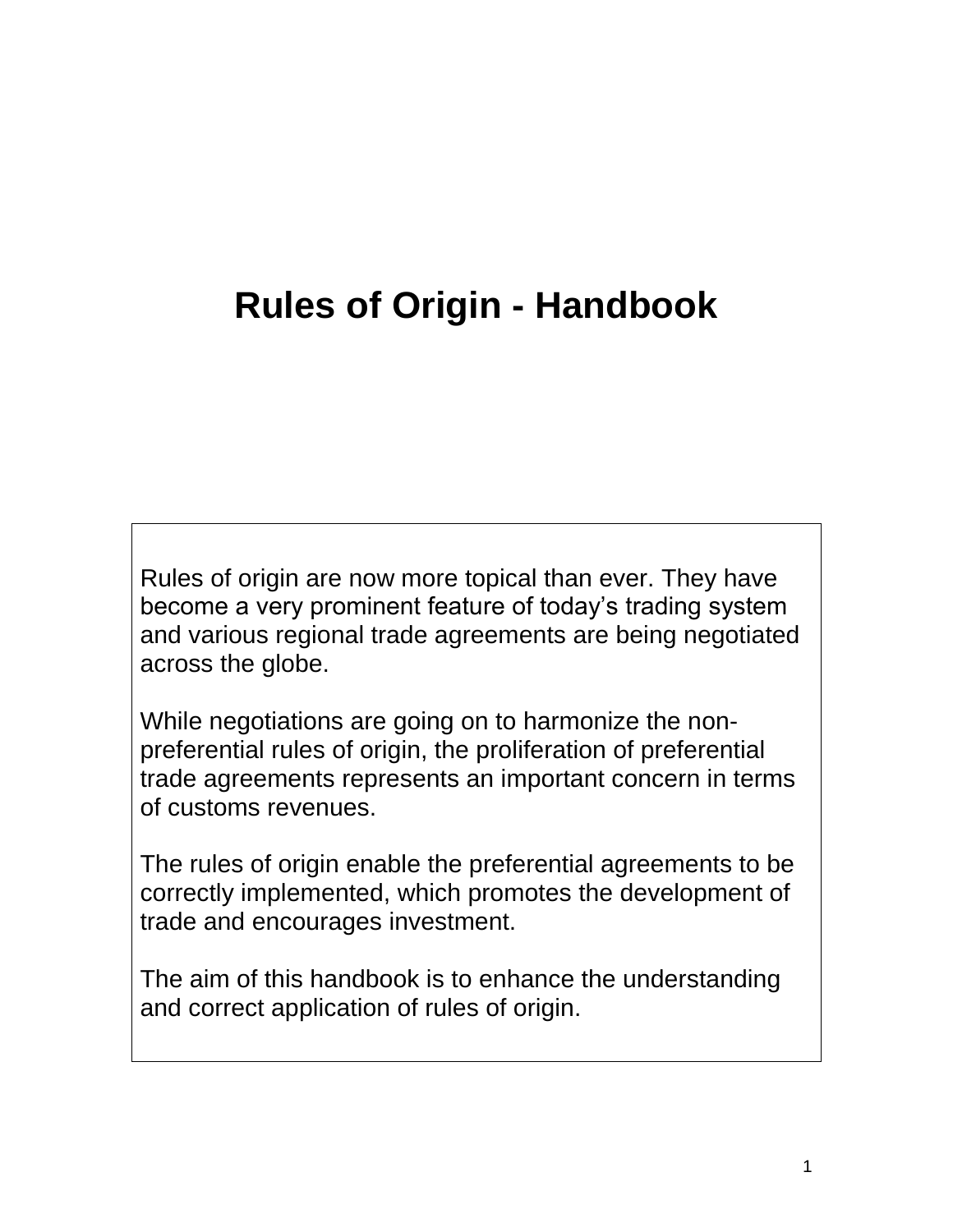# Rules of Origin - Handbook

Rules of origin are now more topical than ever. They have become a very prominent feature of today's trading system and various regional trade agreements are being negotiated across the globe.

While negotiations are going on to harmonize the non-preferential rules of origin, the proliferation of preferential trade agreements represents an important concern in terms of customs revenues.

The rules of origin enable the preferential agreements to be correctly implemented, which promotes the development of trade and encourages investment.

The aim of this handbook is to enhance the understanding and correct application of rules of origin.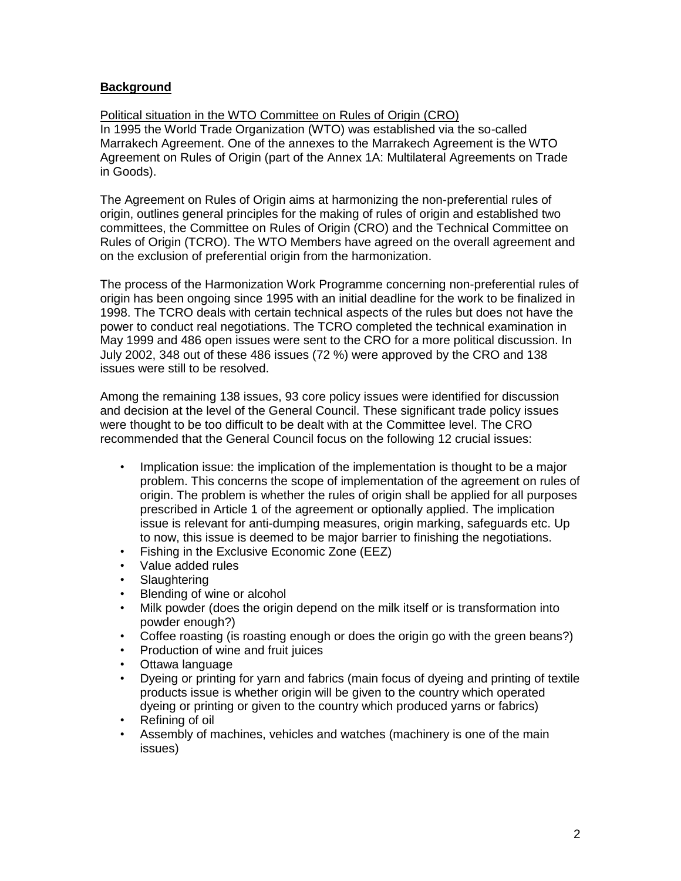## Background

Political situation in the WTO Committee on Rules of Origin (CRO)

In 1995 the World Trade Organization (WTO) was established via the so-called Marrakech Agreement. One of the annexes to the Marrakech Agreement is the WTO Agreement on Rules of Origin (part of the Annex 1A: Multilateral Agreements on Trade in Goods).

The Agreement on Rules of Origin aims at harmonizing the non-preferential rules of origin, outlines general principles for the making of rules of origin and established two committees, the Committee on Rules of Origin (CRO) and the Technical Committee on Rules of Origin (TCRO). The WTO Members have agreed on the overall agreement and on the exclusion of preferential origin from the harmonization.

The process of the Harmonization Work Programme concerning non-preferential rules of origin has been ongoing since 1995 with an initial deadline for the work to be finalized in 1998. The TCRO deals with certain technical aspects of the rules but does not have the power to conduct real negotiations. The TCRO completed the technical examination in May 1999 and 486 open issues were sent to the CRO for a more political discussion. In July 2002, 348 out of these 486 issues (72 %) were approved by the CRO and 138 issues were still to be resolved.

Among the remaining 138 issues, 93 core policy issues were identified for discussion and decision at the level of the General Council. These significant trade policy issues were thought to be too difficult to be dealt with at the Committee level. The CRO recommended that the General Council focus on the following 12 crucial issues:

- Implication issue: the implication of the implementation is thought to be a major problem. This concerns the scope of implementation of the agreement on rules of origin. The problem is whether the rules of origin shall be applied for all purposes prescribed in Article 1 of the agreement or optionally applied. The implication issue is relevant for anti-dumping measures, origin marking, safeguards etc. Up to now, this issue is deemed to be major barrier to finishing the negotiations.
- Fishing in the Exclusive Economic Zone (EEZ)
- Value added rules
- Slaughtering
- Blending of wine or alcohol
- Milk powder (does the origin depend on the milk itself or is transformation into powder enough?)
- Coffee roasting (is roasting enough or does the origin go with the green beans?)
- Production of wine and fruit juices
- Ottawa language
- Dyeing or printing for yarn and fabrics (main focus of dyeing and printing of textile products issue is whether origin will be given to the country which operated dyeing or printing or given to the country which produced yarns or fabrics)
- Refining of oil
- Assembly of machines, vehicles and watches (machinery is one of the main issues)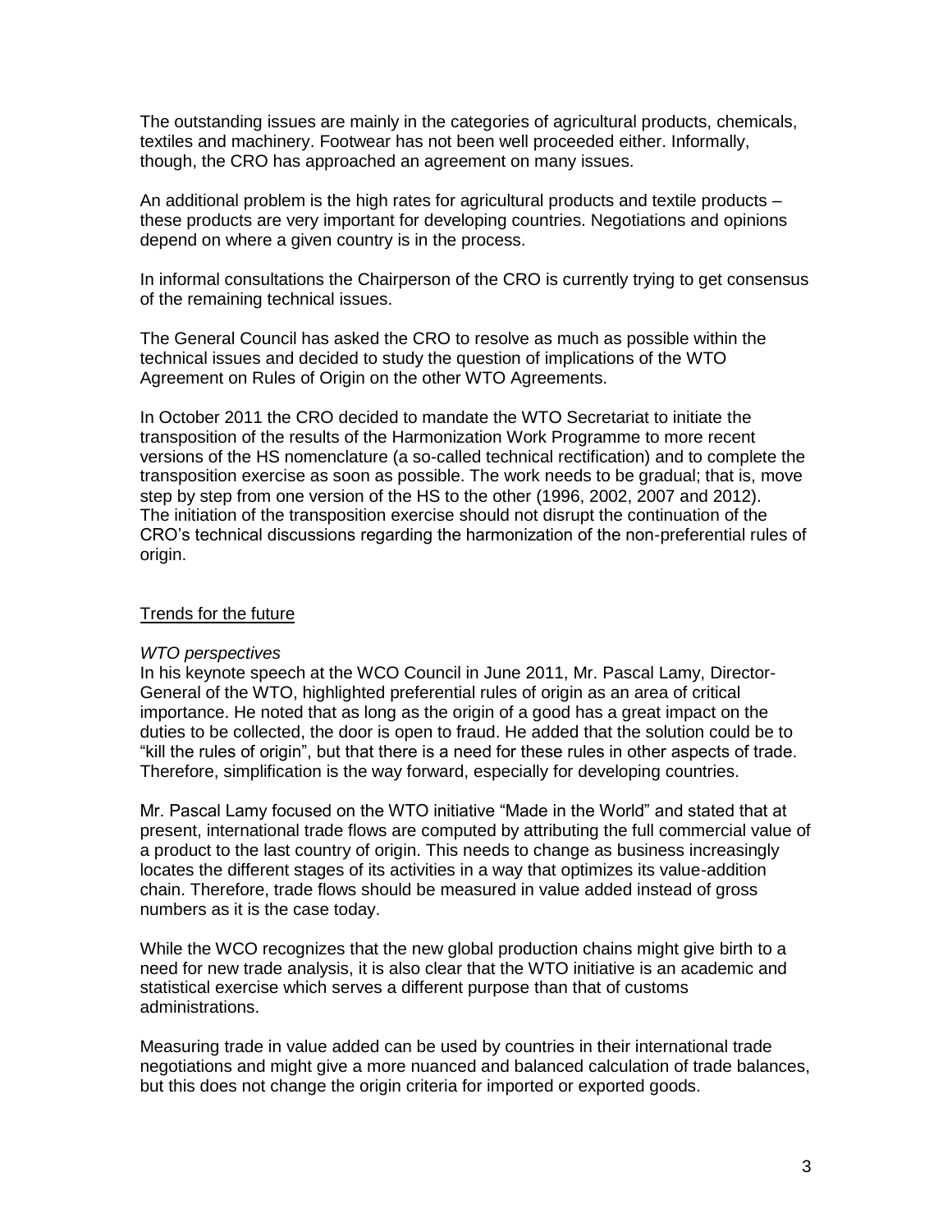The outstanding issues are mainly in the categories of agricultural products, chemicals, textiles and machinery. Footwear has not been well proceeded either. Informally, though, the CRO has approached an agreement on many issues.

An additional problem is the high rates for agricultural products and textile products – these products are very important for developing countries. Negotiations and opinions depend on where a given country is in the process.

In informal consultations the Chairperson of the CRO is currently trying to get consensus of the remaining technical issues.

The General Council has asked the CRO to resolve as much as possible within the technical issues and decided to study the question of implications of the WTO Agreement on Rules of Origin on the other WTO Agreements.

In October 2011 the CRO decided to mandate the WTO Secretariat to initiate the transposition of the results of the Harmonization Work Programme to more recent versions of the HS nomenclature (a so-called technical rectification) and to complete the transposition exercise as soon as possible. The work needs to be gradual; that is, move step by step from one version of the HS to the other (1996, 2002, 2007 and 2012). The initiation of the transposition exercise should not disrupt the continuation of the CRO's technical discussions regarding the harmonization of the non-preferential rules of origin.

## Trends for the future

### *WTO perspectives*

In his keynote speech at the WCO Council in June 2011, Mr. Pascal Lamy, Director-General of the WTO, highlighted preferential rules of origin as an area of critical importance. He noted that as long as the origin of a good has a great impact on the duties to be collected, the door is open to fraud. He added that the solution could be to "kill the rules of origin", but that there is a need for these rules in other aspects of trade. Therefore, simplification is the way forward, especially for developing countries.

Mr. Pascal Lamy focused on the WTO initiative "Made in the World" and stated that at present, international trade flows are computed by attributing the full commercial value of a product to the last country of origin. This needs to change as business increasingly locates the different stages of its activities in a way that optimizes its value-addition chain. Therefore, trade flows should be measured in value added instead of gross numbers as it is the case today.

While the WCO recognizes that the new global production chains might give birth to a need for new trade analysis, it is also clear that the WTO initiative is an academic and statistical exercise which serves a different purpose than that of customs administrations.

Measuring trade in value added can be used by countries in their international trade negotiations and might give a more nuanced and balanced calculation of trade balances, but this does not change the origin criteria for imported or exported goods.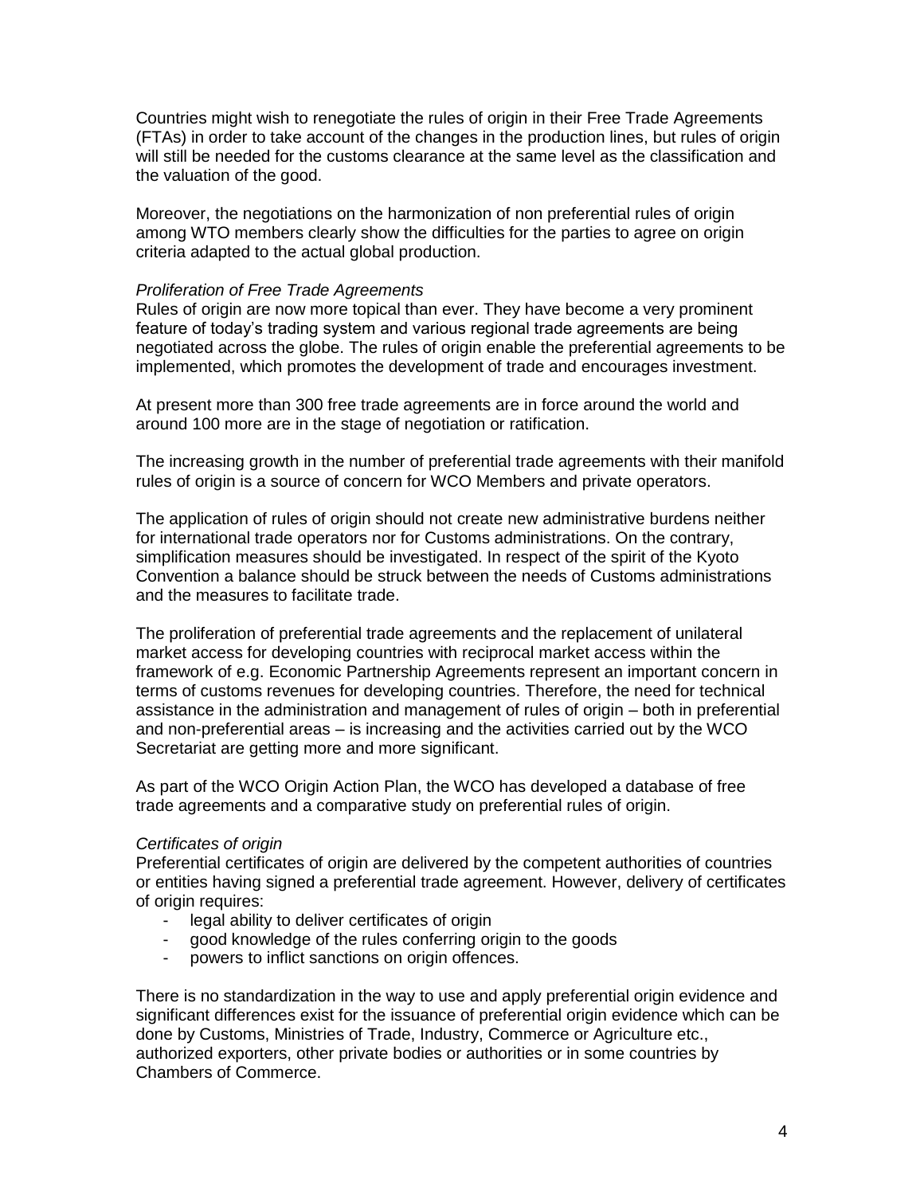Countries might wish to renegotiate the rules of origin in their Free Trade Agreements (FTAs) in order to take account of the changes in the production lines, but rules of origin will still be needed for the customs clearance at the same level as the classification and the valuation of the good.

Moreover, the negotiations on the harmonization of non preferential rules of origin among WTO members clearly show the difficulties for the parties to agree on origin criteria adapted to the actual global production.

*Proliferation of Free Trade Agreements*

Rules of origin are now more topical than ever. They have become a very prominent feature of today's trading system and various regional trade agreements are being negotiated across the globe. The rules of origin enable the preferential agreements to be implemented, which promotes the development of trade and encourages investment.

At present more than 300 free trade agreements are in force around the world and around 100 more are in the stage of negotiation or ratification.

The increasing growth in the number of preferential trade agreements with their manifold rules of origin is a source of concern for WCO Members and private operators.

The application of rules of origin should not create new administrative burdens neither for international trade operators nor for Customs administrations. On the contrary, simplification measures should be investigated. In respect of the spirit of the Kyoto Convention a balance should be struck between the needs of Customs administrations and the measures to facilitate trade.

The proliferation of preferential trade agreements and the replacement of unilateral market access for developing countries with reciprocal market access within the framework of e.g. Economic Partnership Agreements represent an important concern in terms of customs revenues for developing countries. Therefore, the need for technical assistance in the administration and management of rules of origin – both in preferential and non-preferential areas – is increasing and the activities carried out by the WCO Secretariat are getting more and more significant.

As part of the WCO Origin Action Plan, the WCO has developed a database of free trade agreements and a comparative study on preferential rules of origin.

*Certificates of origin*

Preferential certificates of origin are delivered by the competent authorities of countries or entities having signed a preferential trade agreement. However, delivery of certificates of origin requires:

- legal ability to deliver certificates of origin
- good knowledge of the rules conferring origin to the goods
- powers to inflict sanctions on origin offences.

There is no standardization in the way to use and apply preferential origin evidence and significant differences exist for the issuance of preferential origin evidence which can be done by Customs, Ministries of Trade, Industry, Commerce or Agriculture etc., authorized exporters, other private bodies or authorities or in some countries by Chambers of Commerce.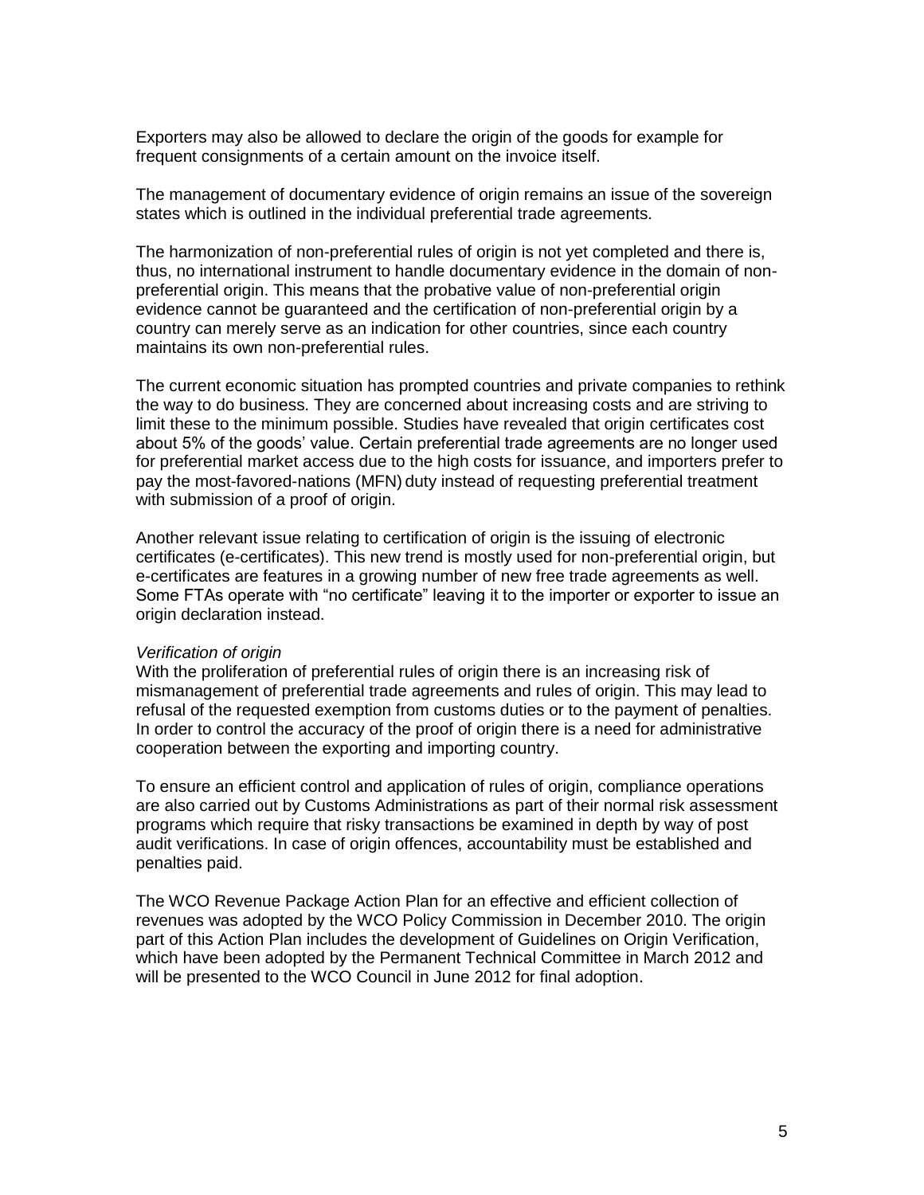Exporters may also be allowed to declare the origin of the goods for example for frequent consignments of a certain amount on the invoice itself.

The management of documentary evidence of origin remains an issue of the sovereign states which is outlined in the individual preferential trade agreements.

The harmonization of non-preferential rules of origin is not yet completed and there is, thus, no international instrument to handle documentary evidence in the domain of non-preferential origin. This means that the probative value of non-preferential origin evidence cannot be guaranteed and the certification of non-preferential origin by a country can merely serve as an indication for other countries, since each country maintains its own non-preferential rules.

The current economic situation has prompted countries and private companies to rethink the way to do business. They are concerned about increasing costs and are striving to limit these to the minimum possible. Studies have revealed that origin certificates cost about 5% of the goods' value. Certain preferential trade agreements are no longer used for preferential market access due to the high costs for issuance, and importers prefer to pay the most-favored-nations (MFN) duty instead of requesting preferential treatment with submission of a proof of origin.

Another relevant issue relating to certification of origin is the issuing of electronic certificates (e-certificates). This new trend is mostly used for non-preferential origin, but e-certificates are features in a growing number of new free trade agreements as well. Some FTAs operate with "no certificate" leaving it to the importer or exporter to issue an origin declaration instead.

*Verification of origin*

With the proliferation of preferential rules of origin there is an increasing risk of mismanagement of preferential trade agreements and rules of origin. This may lead to refusal of the requested exemption from customs duties or to the payment of penalties. In order to control the accuracy of the proof of origin there is a need for administrative cooperation between the exporting and importing country.

To ensure an efficient control and application of rules of origin, compliance operations are also carried out by Customs Administrations as part of their normal risk assessment programs which require that risky transactions be examined in depth by way of post audit verifications. In case of origin offences, accountability must be established and penalties paid.

The WCO Revenue Package Action Plan for an effective and efficient collection of revenues was adopted by the WCO Policy Commission in December 2010. The origin part of this Action Plan includes the development of Guidelines on Origin Verification, which have been adopted by the Permanent Technical Committee in March 2012 and will be presented to the WCO Council in June 2012 for final adoption.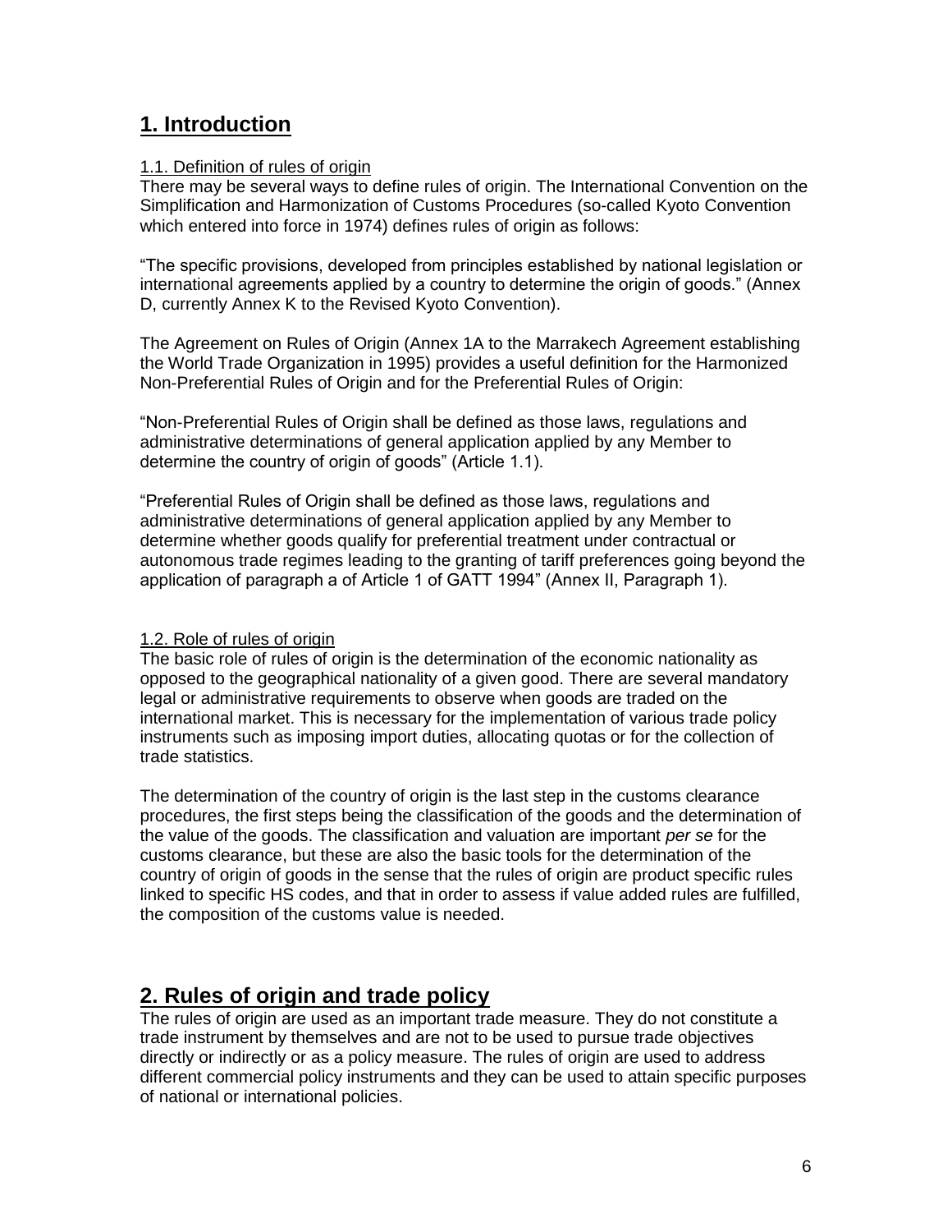## 1. Introduction

### 1.1. Definition of rules of origin

There may be several ways to define rules of origin. The International Convention on the Simplification and Harmonization of Customs Procedures (so-called Kyoto Convention which entered into force in 1974) defines rules of origin as follows:

"The specific provisions, developed from principles established by national legislation or international agreements applied by a country to determine the origin of goods." (Annex D, currently Annex K to the Revised Kyoto Convention).

The Agreement on Rules of Origin (Annex 1A to the Marrakech Agreement establishing the World Trade Organization in 1995) provides a useful definition for the Harmonized Non-Preferential Rules of Origin and for the Preferential Rules of Origin:

"Non-Preferential Rules of Origin shall be defined as those laws, regulations and administrative determinations of general application applied by any Member to determine the country of origin of goods" (Article 1.1).

"Preferential Rules of Origin shall be defined as those laws, regulations and administrative determinations of general application applied by any Member to determine whether goods qualify for preferential treatment under contractual or autonomous trade regimes leading to the granting of tariff preferences going beyond the application of paragraph a of Article 1 of GATT 1994" (Annex II, Paragraph 1).

### 1.2. Role of rules of origin

The basic role of rules of origin is the determination of the economic nationality as opposed to the geographical nationality of a given good. There are several mandatory legal or administrative requirements to observe when goods are traded on the international market. This is necessary for the implementation of various trade policy instruments such as imposing import duties, allocating quotas or for the collection of trade statistics.

The determination of the country of origin is the last step in the customs clearance procedures, the first steps being the classification of the goods and the determination of the value of the goods. The classification and valuation are important *per se* for the customs clearance, but these are also the basic tools for the determination of the country of origin of goods in the sense that the rules of origin are product specific rules linked to specific HS codes, and that in order to assess if value added rules are fulfilled, the composition of the customs value is needed.

## 2. Rules of origin and trade policy

The rules of origin are used as an important trade measure. They do not constitute a trade instrument by themselves and are not to be used to pursue trade objectives directly or indirectly or as a policy measure. The rules of origin are used to address different commercial policy instruments and they can be used to attain specific purposes of national or international policies.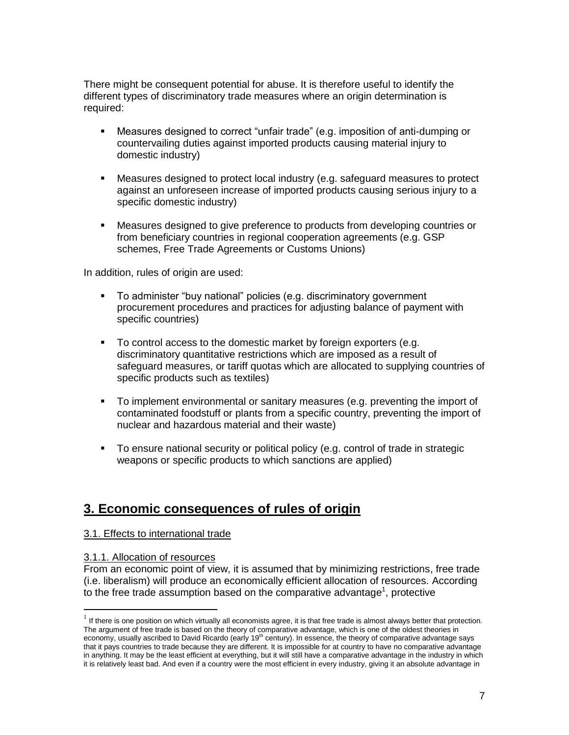There might be consequent potential for abuse. It is therefore useful to identify the different types of discriminatory trade measures where an origin determination is required:

- Measures designed to correct "unfair trade" (e.g. imposition of anti-dumping or countervailing duties against imported products causing material injury to domestic industry)
- Measures designed to protect local industry (e.g. safeguard measures to protect against an unforeseen increase of imported products causing serious injury to a specific domestic industry)
- Measures designed to give preference to products from developing countries or from beneficiary countries in regional cooperation agreements (e.g. GSP schemes, Free Trade Agreements or Customs Unions)

In addition, rules of origin are used:

- To administer "buy national" policies (e.g. discriminatory government procurement procedures and practices for adjusting balance of payment with specific countries)
- To control access to the domestic market by foreign exporters (e.g. discriminatory quantitative restrictions which are imposed as a result of safeguard measures, or tariff quotas which are allocated to supplying countries of specific products such as textiles)
- To implement environmental or sanitary measures (e.g. preventing the import of contaminated foodstuff or plants from a specific country, preventing the import of nuclear and hazardous material and their waste)
- To ensure national security or political policy (e.g. control of trade in strategic weapons or specific products to which sanctions are applied)

## 3. Economic consequences of rules of origin

### 3.1. Effects to international trade

#### 3.1.1. Allocation of resources

From an economic point of view, it is assumed that by minimizing restrictions, free trade (i.e. liberalism) will produce an economically efficient allocation of resources. According to the free trade assumption based on the comparative advantage[1], protective

---

[1] If there is one position on which virtually all economists agree, it is that free trade is almost always better that protection. The argument of free trade is based on the theory of comparative advantage, which is one of the oldest theories in economy, usually ascribed to David Ricardo (early 19th century). In essence, the theory of comparative advantage says that it pays countries to trade because they are different. It is impossible for at country to have no comparative advantage in anything. It may be the least efficient at everything, but it will still have a comparative advantage in the industry in which it is relatively least bad. And even if a country were the most efficient in every industry, giving it an absolute advantage in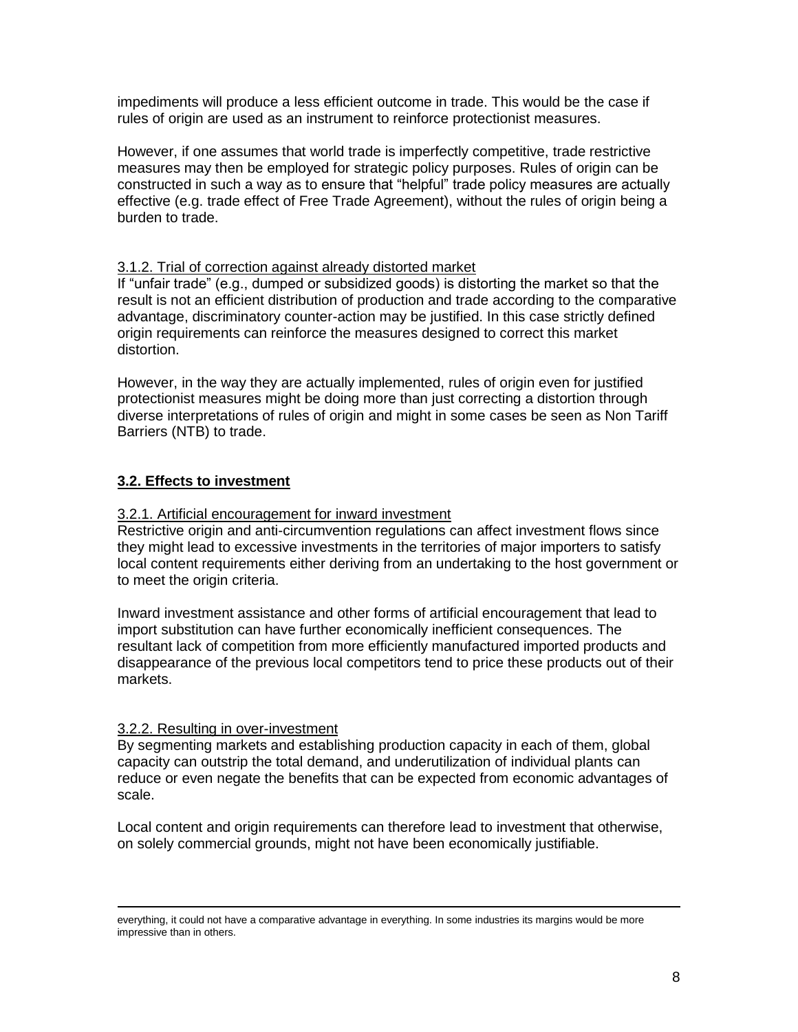impediments will produce a less efficient outcome in trade. This would be the case if rules of origin are used as an instrument to reinforce protectionist measures.

However, if one assumes that world trade is imperfectly competitive, trade restrictive measures may then be employed for strategic policy purposes. Rules of origin can be constructed in such a way as to ensure that "helpful" trade policy measures are actually effective (e.g. trade effect of Free Trade Agreement), without the rules of origin being a burden to trade.

#### 3.1.2. Trial of correction against already distorted market

If "unfair trade" (e.g., dumped or subsidized goods) is distorting the market so that the result is not an efficient distribution of production and trade according to the comparative advantage, discriminatory counter-action may be justified. In this case strictly defined origin requirements can reinforce the measures designed to correct this market distortion.

However, in the way they are actually implemented, rules of origin even for justified protectionist measures might be doing more than just correcting a distortion through diverse interpretations of rules of origin and might in some cases be seen as Non Tariff Barriers (NTB) to trade.

### 3.2. Effects to investment

#### 3.2.1. Artificial encouragement for inward investment

Restrictive origin and anti-circumvention regulations can affect investment flows since they might lead to excessive investments in the territories of major importers to satisfy local content requirements either deriving from an undertaking to the host government or to meet the origin criteria.

Inward investment assistance and other forms of artificial encouragement that lead to import substitution can have further economically inefficient consequences. The resultant lack of competition from more efficiently manufactured imported products and disappearance of the previous local competitors tend to price these products out of their markets.

#### 3.2.2. Resulting in over-investment

By segmenting markets and establishing production capacity in each of them, global capacity can outstrip the total demand, and underutilization of individual plants can reduce or even negate the benefits that can be expected from economic advantages of scale.

Local content and origin requirements can therefore lead to investment that otherwise, on solely commercial grounds, might not have been economically justifiable.

---

everything, it could not have a comparative advantage in everything. In some industries its margins would be more impressive than in others.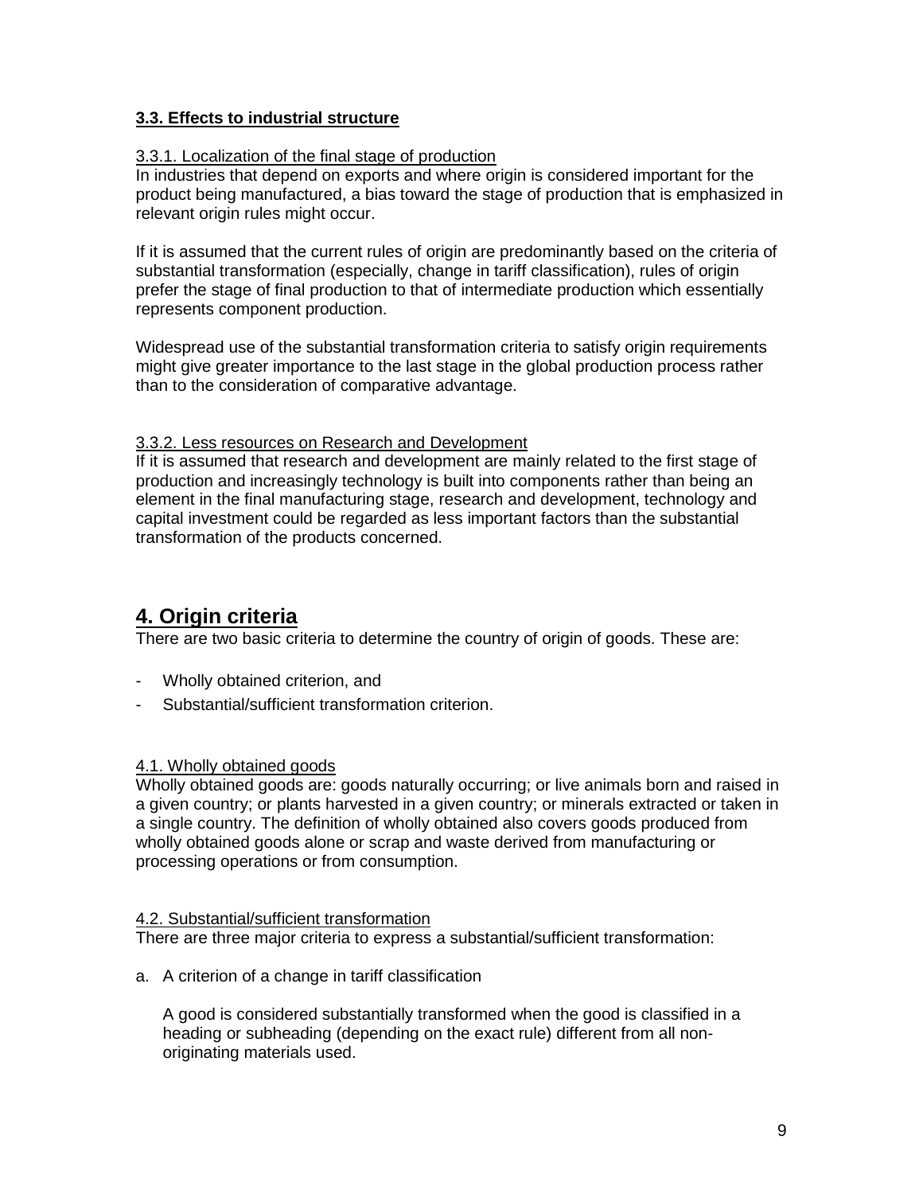### 3.3. Effects to industrial structure

#### 3.3.1. Localization of the final stage of production

In industries that depend on exports and where origin is considered important for the product being manufactured, a bias toward the stage of production that is emphasized in relevant origin rules might occur.

If it is assumed that the current rules of origin are predominantly based on the criteria of substantial transformation (especially, change in tariff classification), rules of origin prefer the stage of final production to that of intermediate production which essentially represents component production.

Widespread use of the substantial transformation criteria to satisfy origin requirements might give greater importance to the last stage in the global production process rather than to the consideration of comparative advantage.

#### 3.3.2. Less resources on Research and Development

If it is assumed that research and development are mainly related to the first stage of production and increasingly technology is built into components rather than being an element in the final manufacturing stage, research and development, technology and capital investment could be regarded as less important factors than the substantial transformation of the products concerned.

## 4. Origin criteria

There are two basic criteria to determine the country of origin of goods. These are:

- Wholly obtained criterion, and
- Substantial/sufficient transformation criterion.

#### 4.1. Wholly obtained goods

Wholly obtained goods are: goods naturally occurring; or live animals born and raised in a given country; or plants harvested in a given country; or minerals extracted or taken in a single country. The definition of wholly obtained also covers goods produced from wholly obtained goods alone or scrap and waste derived from manufacturing or processing operations or from consumption.

#### 4.2. Substantial/sufficient transformation

There are three major criteria to express a substantial/sufficient transformation:

a. A criterion of a change in tariff classification

   A good is considered substantially transformed when the good is classified in a heading or subheading (depending on the exact rule) different from all non-originating materials used.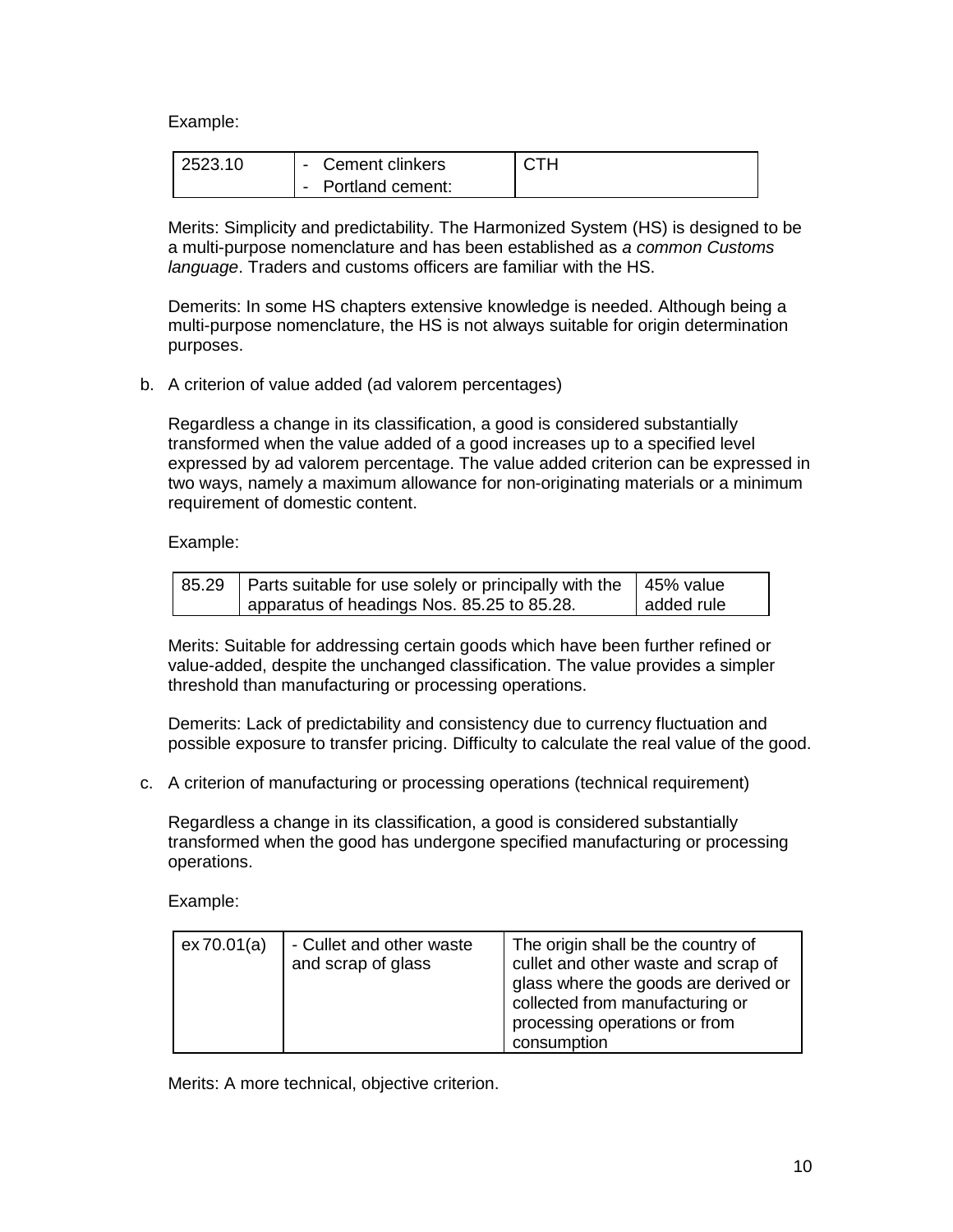Example:

| 2523.10 | - Cement clinkers<br>- Portland cement: | CTH |
|---|---|---|

Merits: Simplicity and predictability. The Harmonized System (HS) is designed to be a multi-purpose nomenclature and has been established as *a common Customs language*. Traders and customs officers are familiar with the HS.

Demerits: In some HS chapters extensive knowledge is needed. Although being a multi-purpose nomenclature, the HS is not always suitable for origin determination purposes.

b. A criterion of value added (ad valorem percentages)

Regardless a change in its classification, a good is considered substantially transformed when the value added of a good increases up to a specified level expressed by ad valorem percentage. The value added criterion can be expressed in two ways, namely a maximum allowance for non-originating materials or a minimum requirement of domestic content.

Example:

| 85.29 | Parts suitable for use solely or principally with the apparatus of headings Nos. 85.25 to 85.28. | 45% value added rule |
|---|---|---|

Merits: Suitable for addressing certain goods which have been further refined or value-added, despite the unchanged classification. The value provides a simpler threshold than manufacturing or processing operations.

Demerits: Lack of predictability and consistency due to currency fluctuation and possible exposure to transfer pricing. Difficulty to calculate the real value of the good.

c. A criterion of manufacturing or processing operations (technical requirement)

Regardless a change in its classification, a good is considered substantially transformed when the good has undergone specified manufacturing or processing operations.

Example:

| ex 70.01(a) | - Cullet and other waste and scrap of glass | The origin shall be the country of cullet and other waste and scrap of glass where the goods are derived or collected from manufacturing or processing operations or from consumption |
|---|---|---|

Merits: A more technical, objective criterion.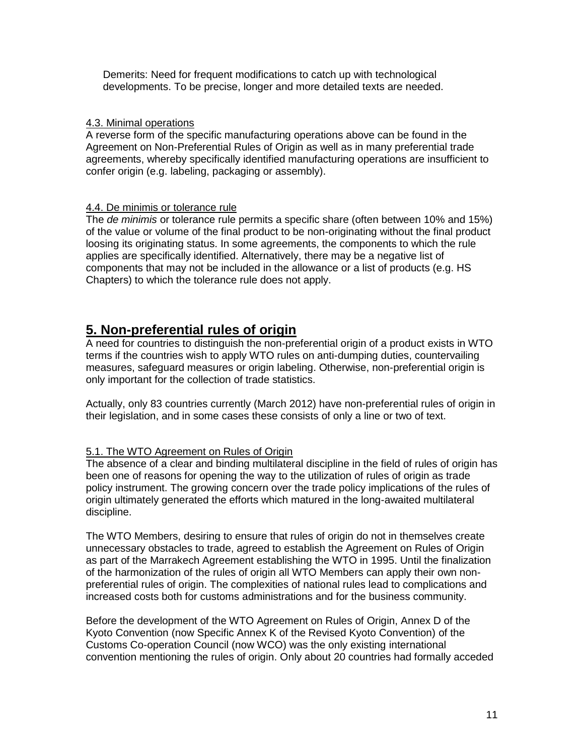Demerits: Need for frequent modifications to catch up with technological developments. To be precise, longer and more detailed texts are needed.

4.3. Minimal operations

A reverse form of the specific manufacturing operations above can be found in the Agreement on Non-Preferential Rules of Origin as well as in many preferential trade agreements, whereby specifically identified manufacturing operations are insufficient to confer origin (e.g. labeling, packaging or assembly).

4.4. De minimis or tolerance rule

The *de minimis* or tolerance rule permits a specific share (often between 10% and 15%) of the value or volume of the final product to be non-originating without the final product loosing its originating status. In some agreements, the components to which the rule applies are specifically identified. Alternatively, there may be a negative list of components that may not be included in the allowance or a list of products (e.g. HS Chapters) to which the tolerance rule does not apply.

## 5. Non-preferential rules of origin

A need for countries to distinguish the non-preferential origin of a product exists in WTO terms if the countries wish to apply WTO rules on anti-dumping duties, countervailing measures, safeguard measures or origin labeling. Otherwise, non-preferential origin is only important for the collection of trade statistics.

Actually, only 83 countries currently (March 2012) have non-preferential rules of origin in their legislation, and in some cases these consists of only a line or two of text.

5.1. The WTO Agreement on Rules of Origin

The absence of a clear and binding multilateral discipline in the field of rules of origin has been one of reasons for opening the way to the utilization of rules of origin as trade policy instrument. The growing concern over the trade policy implications of the rules of origin ultimately generated the efforts which matured in the long-awaited multilateral discipline.

The WTO Members, desiring to ensure that rules of origin do not in themselves create unnecessary obstacles to trade, agreed to establish the Agreement on Rules of Origin as part of the Marrakech Agreement establishing the WTO in 1995. Until the finalization of the harmonization of the rules of origin all WTO Members can apply their own non-preferential rules of origin. The complexities of national rules lead to complications and increased costs both for customs administrations and for the business community.

Before the development of the WTO Agreement on Rules of Origin, Annex D of the Kyoto Convention (now Specific Annex K of the Revised Kyoto Convention) of the Customs Co-operation Council (now WCO) was the only existing international convention mentioning the rules of origin. Only about 20 countries had formally acceded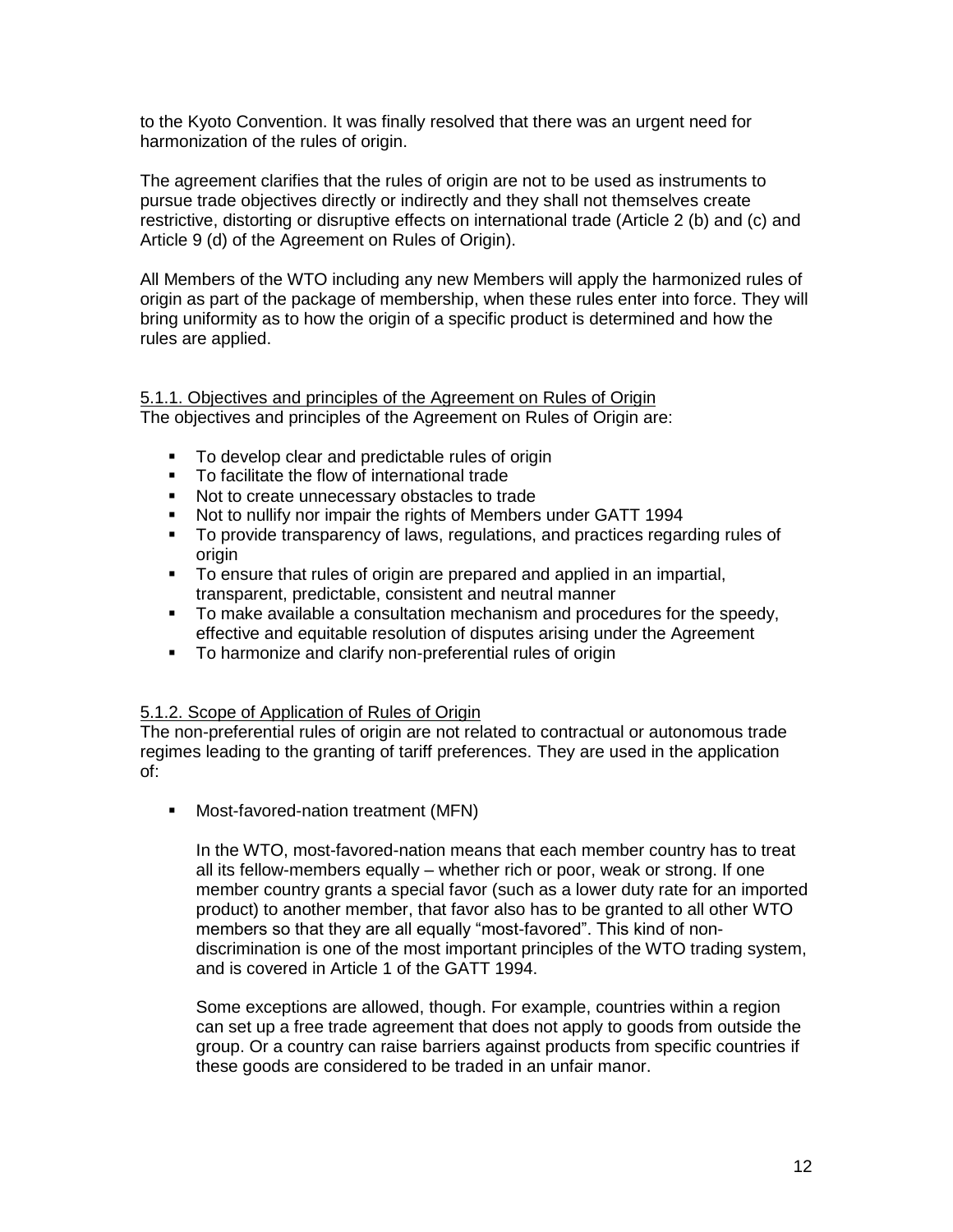to the Kyoto Convention. It was finally resolved that there was an urgent need for harmonization of the rules of origin.

The agreement clarifies that the rules of origin are not to be used as instruments to pursue trade objectives directly or indirectly and they shall not themselves create restrictive, distorting or disruptive effects on international trade (Article 2 (b) and (c) and Article 9 (d) of the Agreement on Rules of Origin).

All Members of the WTO including any new Members will apply the harmonized rules of origin as part of the package of membership, when these rules enter into force. They will bring uniformity as to how the origin of a specific product is determined and how the rules are applied.

### 5.1.1. Objectives and principles of the Agreement on Rules of Origin

The objectives and principles of the Agreement on Rules of Origin are:

- To develop clear and predictable rules of origin
- To facilitate the flow of international trade
- Not to create unnecessary obstacles to trade
- Not to nullify nor impair the rights of Members under GATT 1994
- To provide transparency of laws, regulations, and practices regarding rules of origin
- To ensure that rules of origin are prepared and applied in an impartial, transparent, predictable, consistent and neutral manner
- To make available a consultation mechanism and procedures for the speedy, effective and equitable resolution of disputes arising under the Agreement
- To harmonize and clarify non-preferential rules of origin

### 5.1.2. Scope of Application of Rules of Origin

The non-preferential rules of origin are not related to contractual or autonomous trade regimes leading to the granting of tariff preferences. They are used in the application of:

- Most-favored-nation treatment (MFN)

  In the WTO, most-favored-nation means that each member country has to treat all its fellow-members equally – whether rich or poor, weak or strong. If one member country grants a special favor (such as a lower duty rate for an imported product) to another member, that favor also has to be granted to all other WTO members so that they are all equally "most-favored". This kind of non-discrimination is one of the most important principles of the WTO trading system, and is covered in Article 1 of the GATT 1994.

  Some exceptions are allowed, though. For example, countries within a region can set up a free trade agreement that does not apply to goods from outside the group. Or a country can raise barriers against products from specific countries if these goods are considered to be traded in an unfair manor.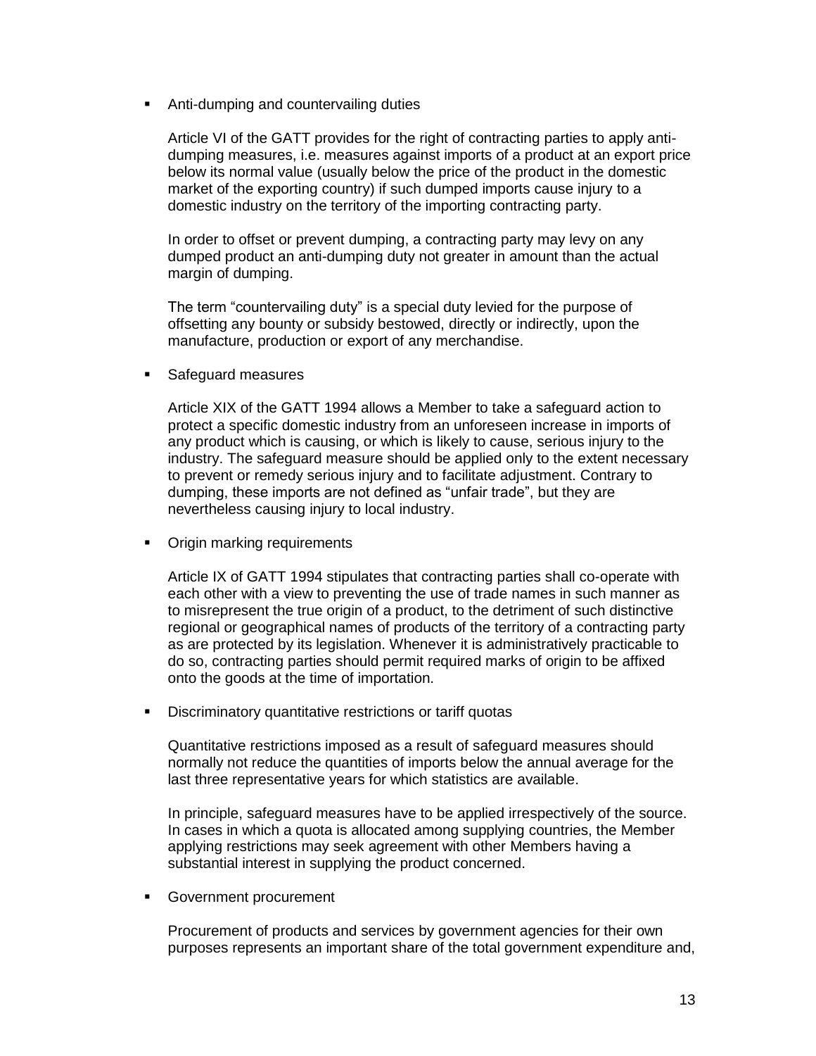- Anti-dumping and countervailing duties

  Article VI of the GATT provides for the right of contracting parties to apply anti-dumping measures, i.e. measures against imports of a product at an export price below its normal value (usually below the price of the product in the domestic market of the exporting country) if such dumped imports cause injury to a domestic industry on the territory of the importing contracting party.

  In order to offset or prevent dumping, a contracting party may levy on any dumped product an anti-dumping duty not greater in amount than the actual margin of dumping.

  The term "countervailing duty" is a special duty levied for the purpose of offsetting any bounty or subsidy bestowed, directly or indirectly, upon the manufacture, production or export of any merchandise.

- Safeguard measures

  Article XIX of the GATT 1994 allows a Member to take a safeguard action to protect a specific domestic industry from an unforeseen increase in imports of any product which is causing, or which is likely to cause, serious injury to the industry. The safeguard measure should be applied only to the extent necessary to prevent or remedy serious injury and to facilitate adjustment. Contrary to dumping, these imports are not defined as "unfair trade", but they are nevertheless causing injury to local industry.

- Origin marking requirements

  Article IX of GATT 1994 stipulates that contracting parties shall co-operate with each other with a view to preventing the use of trade names in such manner as to misrepresent the true origin of a product, to the detriment of such distinctive regional or geographical names of products of the territory of a contracting party as are protected by its legislation. Whenever it is administratively practicable to do so, contracting parties should permit required marks of origin to be affixed onto the goods at the time of importation.

- Discriminatory quantitative restrictions or tariff quotas

  Quantitative restrictions imposed as a result of safeguard measures should normally not reduce the quantities of imports below the annual average for the last three representative years for which statistics are available.

  In principle, safeguard measures have to be applied irrespectively of the source. In cases in which a quota is allocated among supplying countries, the Member applying restrictions may seek agreement with other Members having a substantial interest in supplying the product concerned.

- Government procurement

  Procurement of products and services by government agencies for their own purposes represents an important share of the total government expenditure and,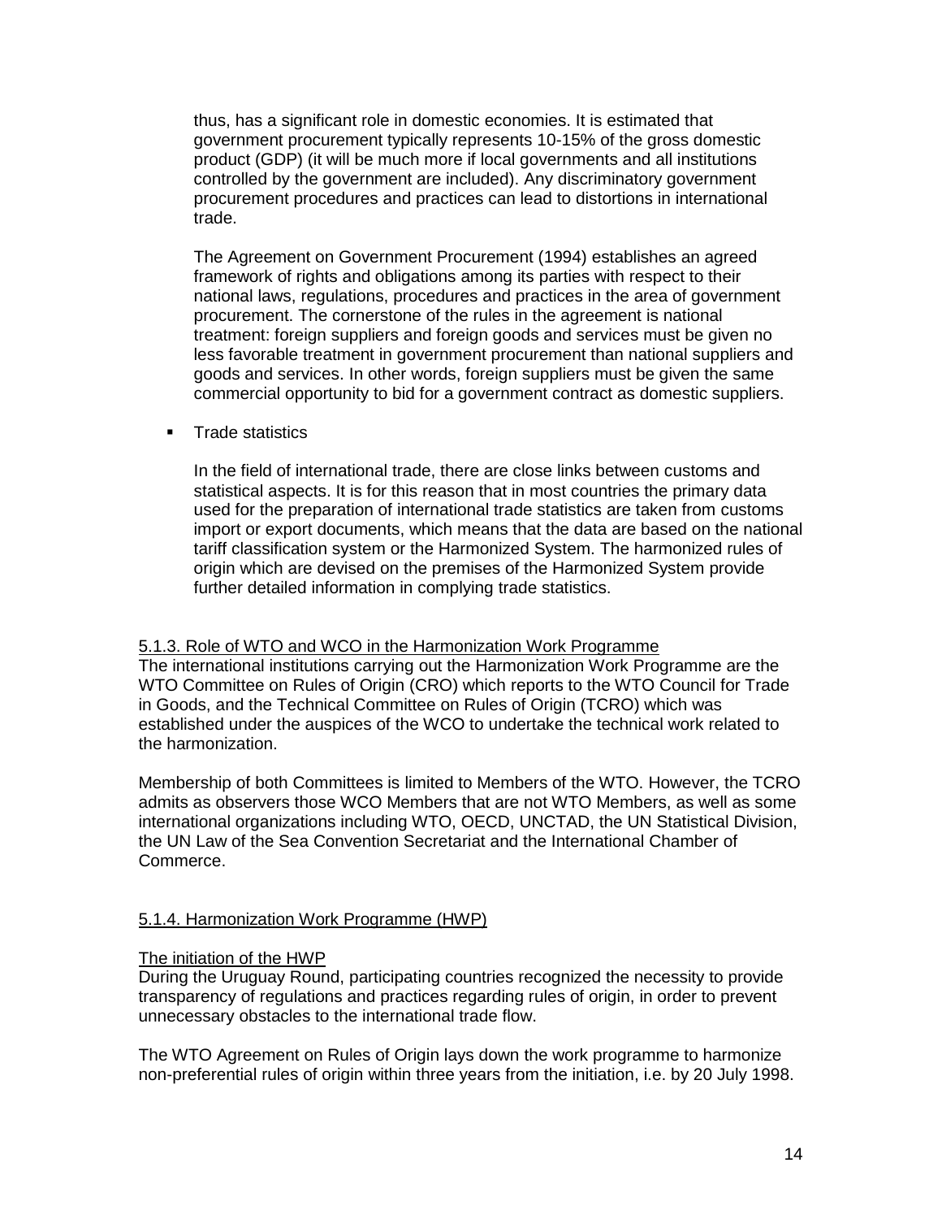thus, has a significant role in domestic economies. It is estimated that government procurement typically represents 10-15% of the gross domestic product (GDP) (it will be much more if local governments and all institutions controlled by the government are included). Any discriminatory government procurement procedures and practices can lead to distortions in international trade.

The Agreement on Government Procurement (1994) establishes an agreed framework of rights and obligations among its parties with respect to their national laws, regulations, procedures and practices in the area of government procurement. The cornerstone of the rules in the agreement is national treatment: foreign suppliers and foreign goods and services must be given no less favorable treatment in government procurement than national suppliers and goods and services. In other words, foreign suppliers must be given the same commercial opportunity to bid for a government contract as domestic suppliers.

- Trade statistics

  In the field of international trade, there are close links between customs and statistical aspects. It is for this reason that in most countries the primary data used for the preparation of international trade statistics are taken from customs import or export documents, which means that the data are based on the national tariff classification system or the Harmonized System. The harmonized rules of origin which are devised on the premises of the Harmonized System provide further detailed information in complying trade statistics.

### 5.1.3. Role of WTO and WCO in the Harmonization Work Programme

The international institutions carrying out the Harmonization Work Programme are the WTO Committee on Rules of Origin (CRO) which reports to the WTO Council for Trade in Goods, and the Technical Committee on Rules of Origin (TCRO) which was established under the auspices of the WCO to undertake the technical work related to the harmonization.

Membership of both Committees is limited to Members of the WTO. However, the TCRO admits as observers those WCO Members that are not WTO Members, as well as some international organizations including WTO, OECD, UNCTAD, the UN Statistical Division, the UN Law of the Sea Convention Secretariat and the International Chamber of Commerce.

### 5.1.4. Harmonization Work Programme (HWP)

#### The initiation of the HWP

During the Uruguay Round, participating countries recognized the necessity to provide transparency of regulations and practices regarding rules of origin, in order to prevent unnecessary obstacles to the international trade flow.

The WTO Agreement on Rules of Origin lays down the work programme to harmonize non-preferential rules of origin within three years from the initiation, i.e. by 20 July 1998.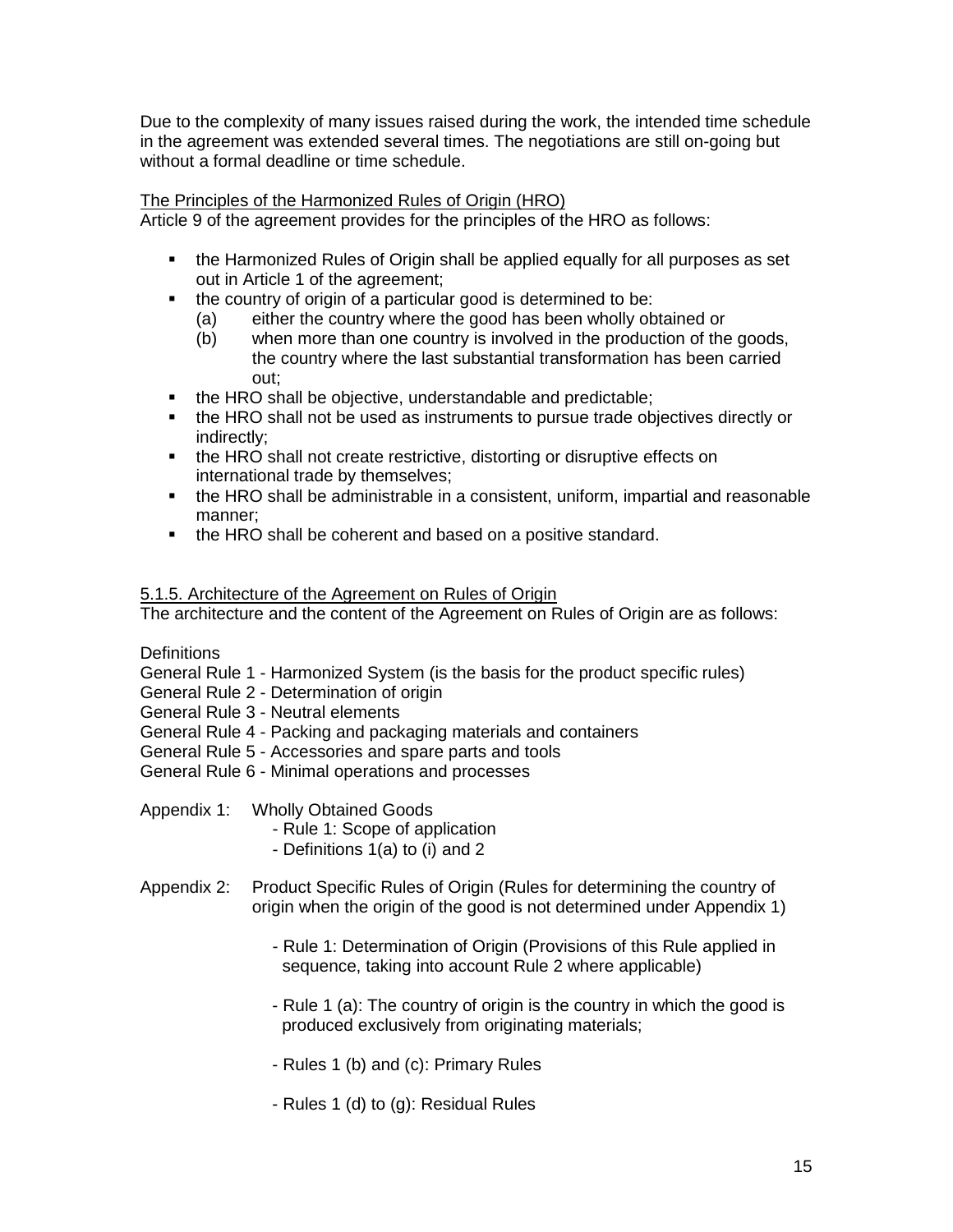Due to the complexity of many issues raised during the work, the intended time schedule in the agreement was extended several times. The negotiations are still on-going but without a formal deadline or time schedule.

The Principles of the Harmonized Rules of Origin (HRO)

Article 9 of the agreement provides for the principles of the HRO as follows:

- the Harmonized Rules of Origin shall be applied equally for all purposes as set out in Article 1 of the agreement;
- the country of origin of a particular good is determined to be:
  - (a) either the country where the good has been wholly obtained or
  - (b) when more than one country is involved in the production of the goods, the country where the last substantial transformation has been carried out;
- the HRO shall be objective, understandable and predictable;
- the HRO shall not be used as instruments to pursue trade objectives directly or indirectly;
- the HRO shall not create restrictive, distorting or disruptive effects on international trade by themselves;
- the HRO shall be administrable in a consistent, uniform, impartial and reasonable manner;
- the HRO shall be coherent and based on a positive standard.

5.1.5. Architecture of the Agreement on Rules of Origin

The architecture and the content of the Agreement on Rules of Origin are as follows:

Definitions
General Rule 1 - Harmonized System (is the basis for the product specific rules)
General Rule 2 - Determination of origin
General Rule 3 - Neutral elements
General Rule 4 - Packing and packaging materials and containers
General Rule 5 - Accessories and spare parts and tools
General Rule 6 - Minimal operations and processes

Appendix 1: Wholly Obtained Goods
- Rule 1: Scope of application
- Definitions 1(a) to (i) and 2

Appendix 2: Product Specific Rules of Origin (Rules for determining the country of origin when the origin of the good is not determined under Appendix 1)

- Rule 1: Determination of Origin (Provisions of this Rule applied in sequence, taking into account Rule 2 where applicable)

- Rule 1 (a): The country of origin is the country in which the good is produced exclusively from originating materials;

- Rules 1 (b) and (c): Primary Rules

- Rules 1 (d) to (g): Residual Rules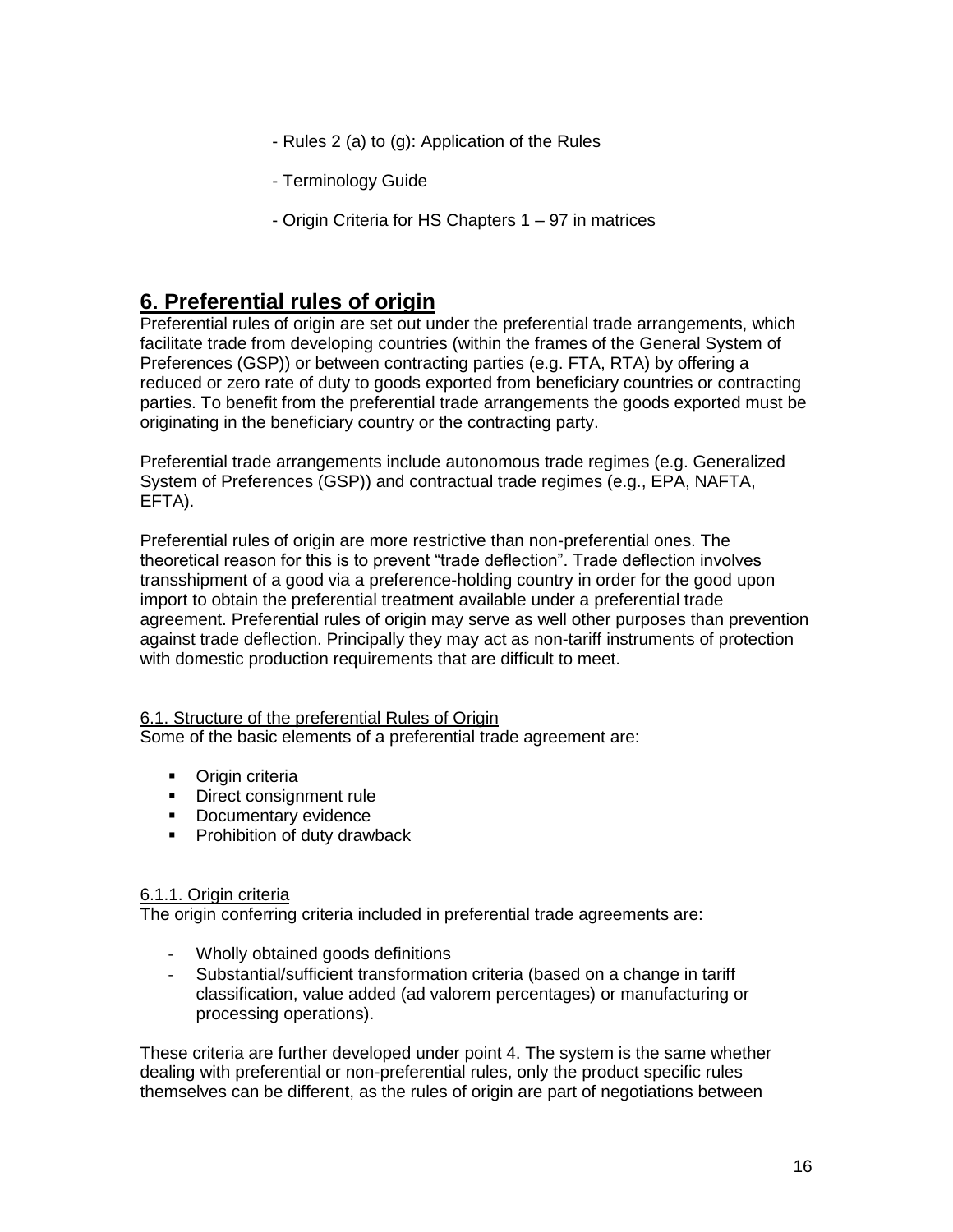- Rules 2 (a) to (g): Application of the Rules

- Terminology Guide

- Origin Criteria for HS Chapters 1 – 97 in matrices

## 6. Preferential rules of origin

Preferential rules of origin are set out under the preferential trade arrangements, which facilitate trade from developing countries (within the frames of the General System of Preferences (GSP)) or between contracting parties (e.g. FTA, RTA) by offering a reduced or zero rate of duty to goods exported from beneficiary countries or contracting parties. To benefit from the preferential trade arrangements the goods exported must be originating in the beneficiary country or the contracting party.

Preferential trade arrangements include autonomous trade regimes (e.g. Generalized System of Preferences (GSP)) and contractual trade regimes (e.g., EPA, NAFTA, EFTA).

Preferential rules of origin are more restrictive than non-preferential ones. The theoretical reason for this is to prevent "trade deflection". Trade deflection involves transshipment of a good via a preference-holding country in order for the good upon import to obtain the preferential treatment available under a preferential trade agreement. Preferential rules of origin may serve as well other purposes than prevention against trade deflection. Principally they may act as non-tariff instruments of protection with domestic production requirements that are difficult to meet.

### 6.1. Structure of the preferential Rules of Origin

Some of the basic elements of a preferential trade agreement are:

- Origin criteria
- Direct consignment rule
- Documentary evidence
- Prohibition of duty drawback

#### 6.1.1. Origin criteria

The origin conferring criteria included in preferential trade agreements are:

- Wholly obtained goods definitions
- Substantial/sufficient transformation criteria (based on a change in tariff classification, value added (ad valorem percentages) or manufacturing or processing operations).

These criteria are further developed under point 4. The system is the same whether dealing with preferential or non-preferential rules, only the product specific rules themselves can be different, as the rules of origin are part of negotiations between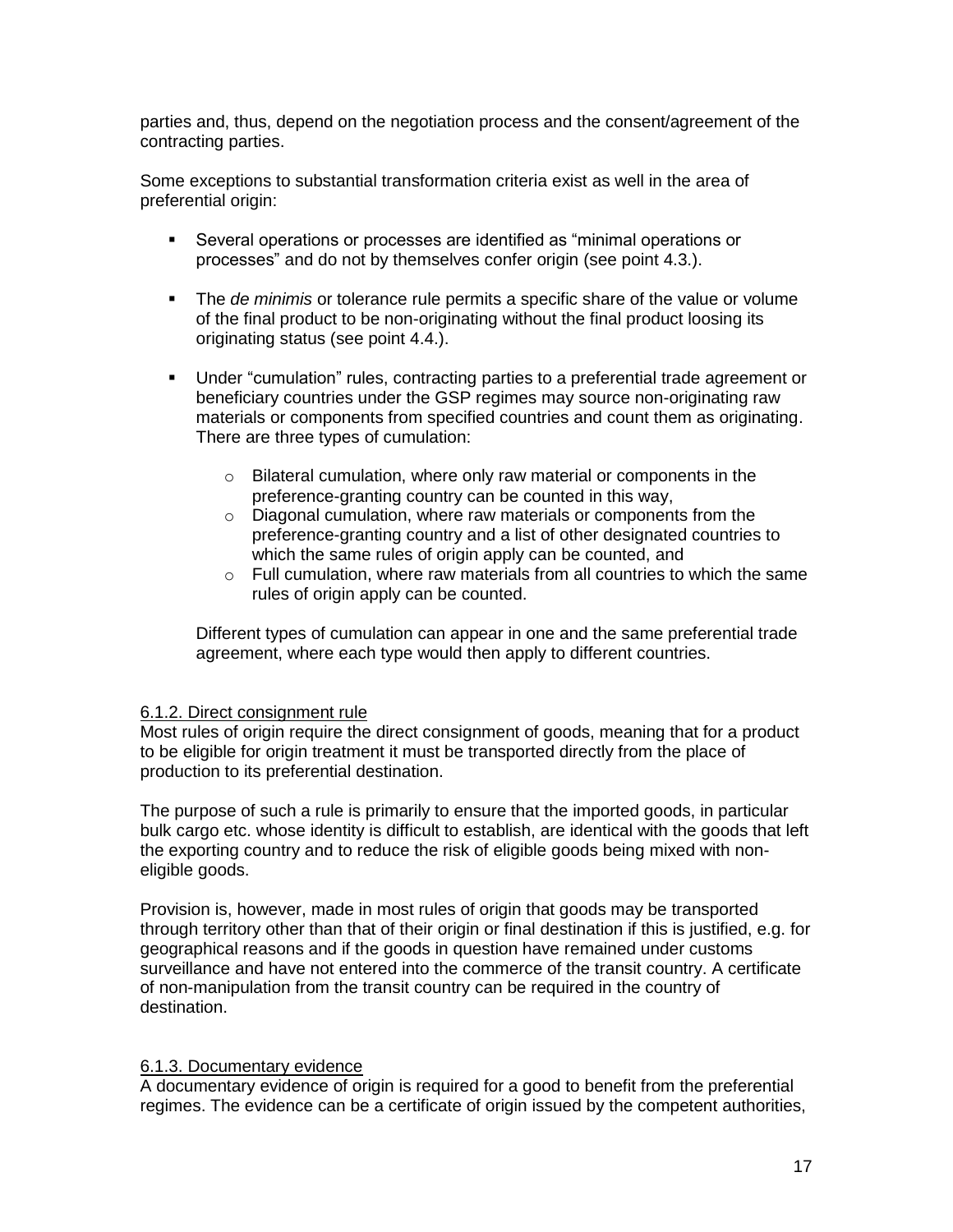parties and, thus, depend on the negotiation process and the consent/agreement of the contracting parties.

Some exceptions to substantial transformation criteria exist as well in the area of preferential origin:

- Several operations or processes are identified as "minimal operations or processes" and do not by themselves confer origin (see point 4.3.).
- The *de minimis* or tolerance rule permits a specific share of the value or volume of the final product to be non-originating without the final product loosing its originating status (see point 4.4.).
- Under "cumulation" rules, contracting parties to a preferential trade agreement or beneficiary countries under the GSP regimes may source non-originating raw materials or components from specified countries and count them as originating. There are three types of cumulation:
    - Bilateral cumulation, where only raw material or components in the preference-granting country can be counted in this way,
    - Diagonal cumulation, where raw materials or components from the preference-granting country and a list of other designated countries to which the same rules of origin apply can be counted, and
    - Full cumulation, where raw materials from all countries to which the same rules of origin apply can be counted.

  Different types of cumulation can appear in one and the same preferential trade agreement, where each type would then apply to different countries.

### 6.1.2. Direct consignment rule

Most rules of origin require the direct consignment of goods, meaning that for a product to be eligible for origin treatment it must be transported directly from the place of production to its preferential destination.

The purpose of such a rule is primarily to ensure that the imported goods, in particular bulk cargo etc. whose identity is difficult to establish, are identical with the goods that left the exporting country and to reduce the risk of eligible goods being mixed with non-eligible goods.

Provision is, however, made in most rules of origin that goods may be transported through territory other than that of their origin or final destination if this is justified, e.g. for geographical reasons and if the goods in question have remained under customs surveillance and have not entered into the commerce of the transit country. A certificate of non-manipulation from the transit country can be required in the country of destination.

### 6.1.3. Documentary evidence

A documentary evidence of origin is required for a good to benefit from the preferential regimes. The evidence can be a certificate of origin issued by the competent authorities,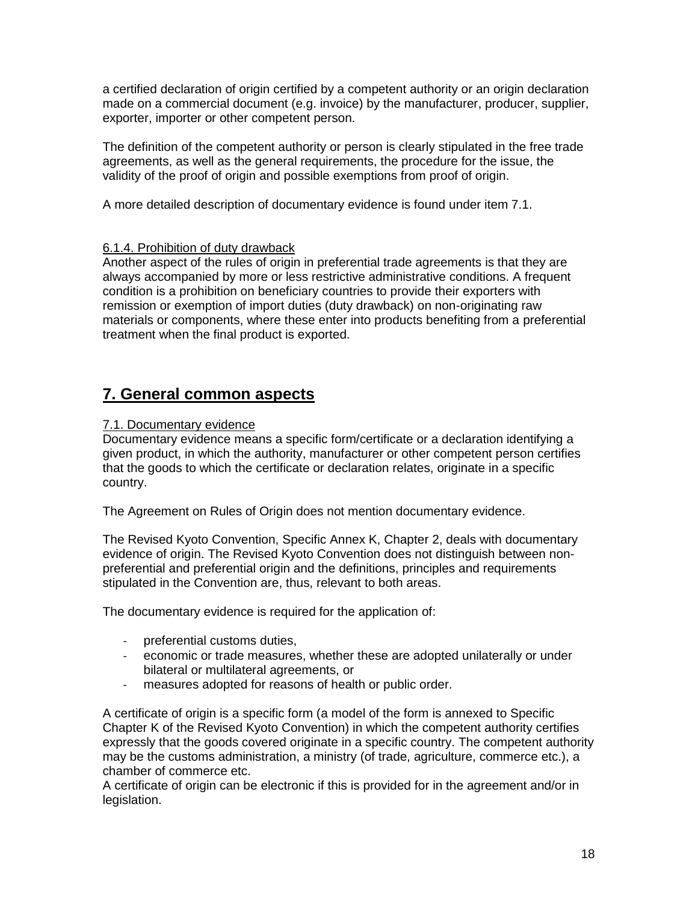a certified declaration of origin certified by a competent authority or an origin declaration made on a commercial document (e.g. invoice) by the manufacturer, producer, supplier, exporter, importer or other competent person.

The definition of the competent authority or person is clearly stipulated in the free trade agreements, as well as the general requirements, the procedure for the issue, the validity of the proof of origin and possible exemptions from proof of origin.

A more detailed description of documentary evidence is found under item 7.1.

#### 6.1.4. Prohibition of duty drawback

Another aspect of the rules of origin in preferential trade agreements is that they are always accompanied by more or less restrictive administrative conditions. A frequent condition is a prohibition on beneficiary countries to provide their exporters with remission or exemption of import duties (duty drawback) on non-originating raw materials or components, where these enter into products benefiting from a preferential treatment when the final product is exported.

## 7. General common aspects

### 7.1. Documentary evidence

Documentary evidence means a specific form/certificate or a declaration identifying a given product, in which the authority, manufacturer or other competent person certifies that the goods to which the certificate or declaration relates, originate in a specific country.

The Agreement on Rules of Origin does not mention documentary evidence.

The Revised Kyoto Convention, Specific Annex K, Chapter 2, deals with documentary evidence of origin. The Revised Kyoto Convention does not distinguish between non-preferential and preferential origin and the definitions, principles and requirements stipulated in the Convention are, thus, relevant to both areas.

The documentary evidence is required for the application of:

- preferential customs duties,
- economic or trade measures, whether these are adopted unilaterally or under bilateral or multilateral agreements, or
- measures adopted for reasons of health or public order.

A certificate of origin is a specific form (a model of the form is annexed to Specific Chapter K of the Revised Kyoto Convention) in which the competent authority certifies expressly that the goods covered originate in a specific country. The competent authority may be the customs administration, a ministry (of trade, agriculture, commerce etc.), a chamber of commerce etc.
A certificate of origin can be electronic if this is provided for in the agreement and/or in legislation.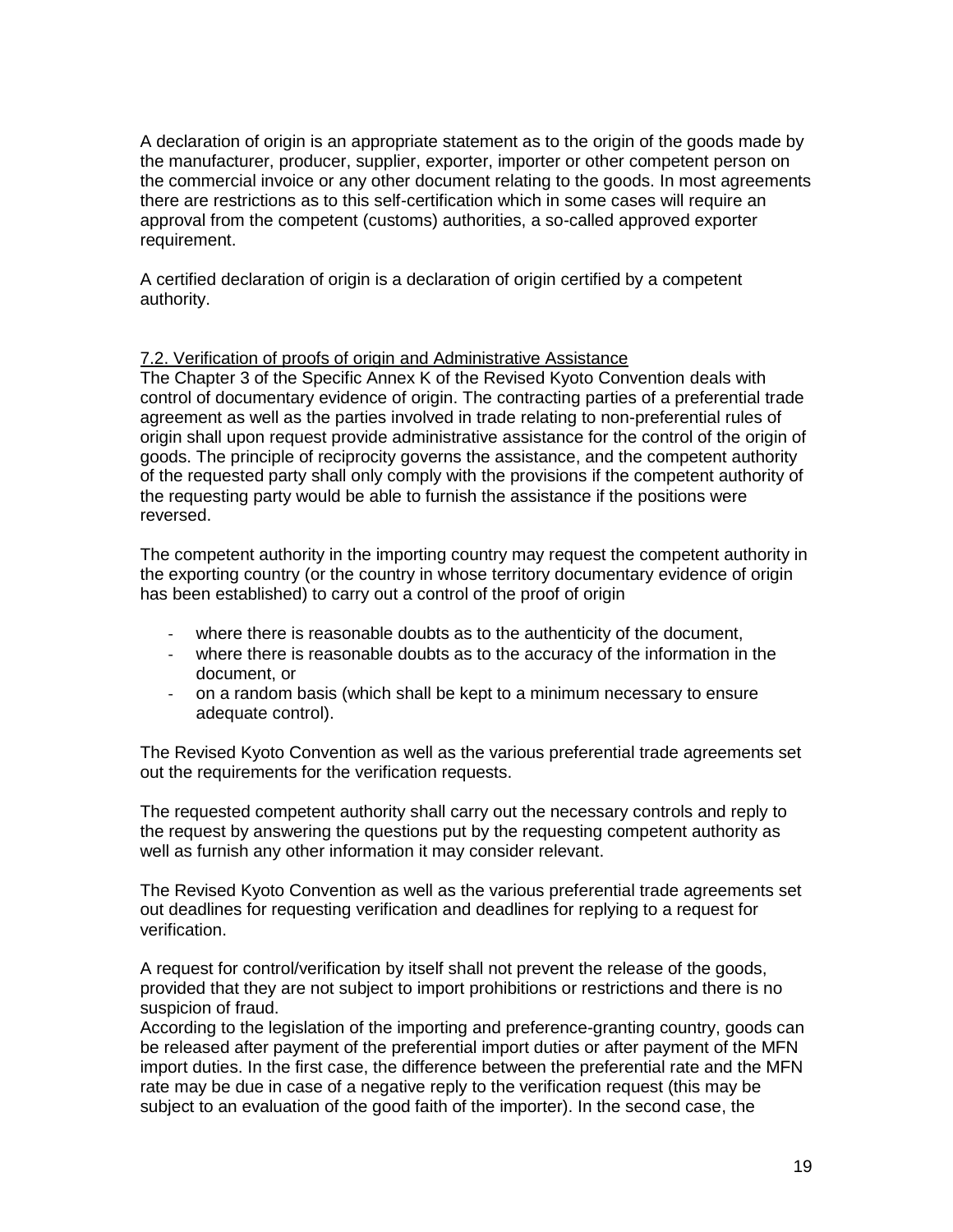A declaration of origin is an appropriate statement as to the origin of the goods made by the manufacturer, producer, supplier, exporter, importer or other competent person on the commercial invoice or any other document relating to the goods. In most agreements there are restrictions as to this self-certification which in some cases will require an approval from the competent (customs) authorities, a so-called approved exporter requirement.

A certified declaration of origin is a declaration of origin certified by a competent authority.

### 7.2. Verification of proofs of origin and Administrative Assistance

The Chapter 3 of the Specific Annex K of the Revised Kyoto Convention deals with control of documentary evidence of origin. The contracting parties of a preferential trade agreement as well as the parties involved in trade relating to non-preferential rules of origin shall upon request provide administrative assistance for the control of the origin of goods. The principle of reciprocity governs the assistance, and the competent authority of the requested party shall only comply with the provisions if the competent authority of the requesting party would be able to furnish the assistance if the positions were reversed.

The competent authority in the importing country may request the competent authority in the exporting country (or the country in whose territory documentary evidence of origin has been established) to carry out a control of the proof of origin

- where there is reasonable doubts as to the authenticity of the document,
- where there is reasonable doubts as to the accuracy of the information in the document, or
- on a random basis (which shall be kept to a minimum necessary to ensure adequate control).

The Revised Kyoto Convention as well as the various preferential trade agreements set out the requirements for the verification requests.

The requested competent authority shall carry out the necessary controls and reply to the request by answering the questions put by the requesting competent authority as well as furnish any other information it may consider relevant.

The Revised Kyoto Convention as well as the various preferential trade agreements set out deadlines for requesting verification and deadlines for replying to a request for verification.

A request for control/verification by itself shall not prevent the release of the goods, provided that they are not subject to import prohibitions or restrictions and there is no suspicion of fraud.

According to the legislation of the importing and preference-granting country, goods can be released after payment of the preferential import duties or after payment of the MFN import duties. In the first case, the difference between the preferential rate and the MFN rate may be due in case of a negative reply to the verification request (this may be subject to an evaluation of the good faith of the importer). In the second case, the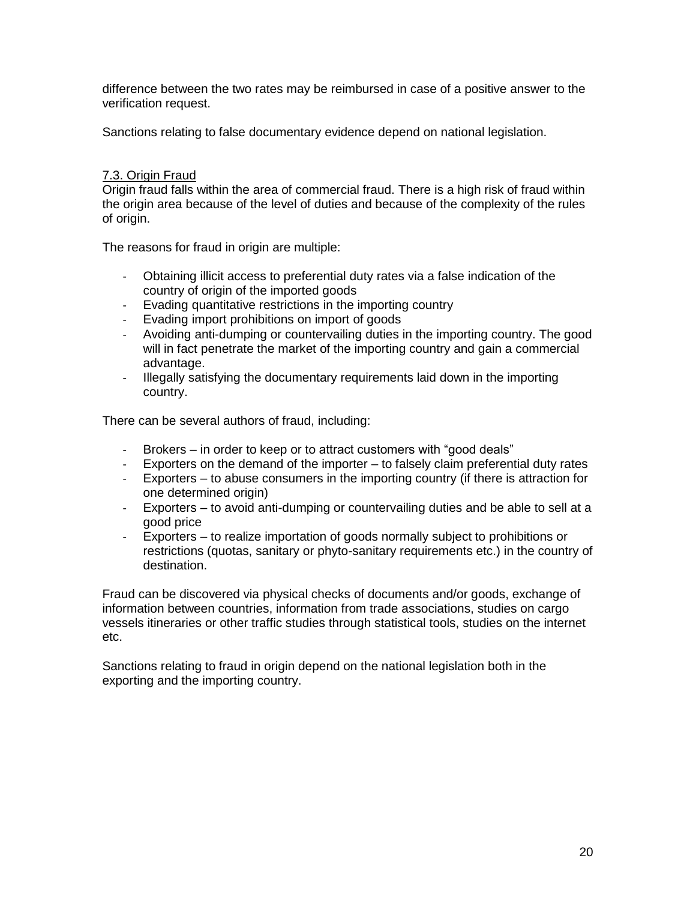difference between the two rates may be reimbursed in case of a positive answer to the verification request.

Sanctions relating to false documentary evidence depend on national legislation.

### 7.3. Origin Fraud

Origin fraud falls within the area of commercial fraud. There is a high risk of fraud within the origin area because of the level of duties and because of the complexity of the rules of origin.

The reasons for fraud in origin are multiple:

- Obtaining illicit access to preferential duty rates via a false indication of the country of origin of the imported goods
- Evading quantitative restrictions in the importing country
- Evading import prohibitions on import of goods
- Avoiding anti-dumping or countervailing duties in the importing country. The good will in fact penetrate the market of the importing country and gain a commercial advantage.
- Illegally satisfying the documentary requirements laid down in the importing country.

There can be several authors of fraud, including:

- Brokers – in order to keep or to attract customers with "good deals"
- Exporters on the demand of the importer – to falsely claim preferential duty rates
- Exporters – to abuse consumers in the importing country (if there is attraction for one determined origin)
- Exporters – to avoid anti-dumping or countervailing duties and be able to sell at a good price
- Exporters – to realize importation of goods normally subject to prohibitions or restrictions (quotas, sanitary or phyto-sanitary requirements etc.) in the country of destination.

Fraud can be discovered via physical checks of documents and/or goods, exchange of information between countries, information from trade associations, studies on cargo vessels itineraries or other traffic studies through statistical tools, studies on the internet etc.

Sanctions relating to fraud in origin depend on the national legislation both in the exporting and the importing country.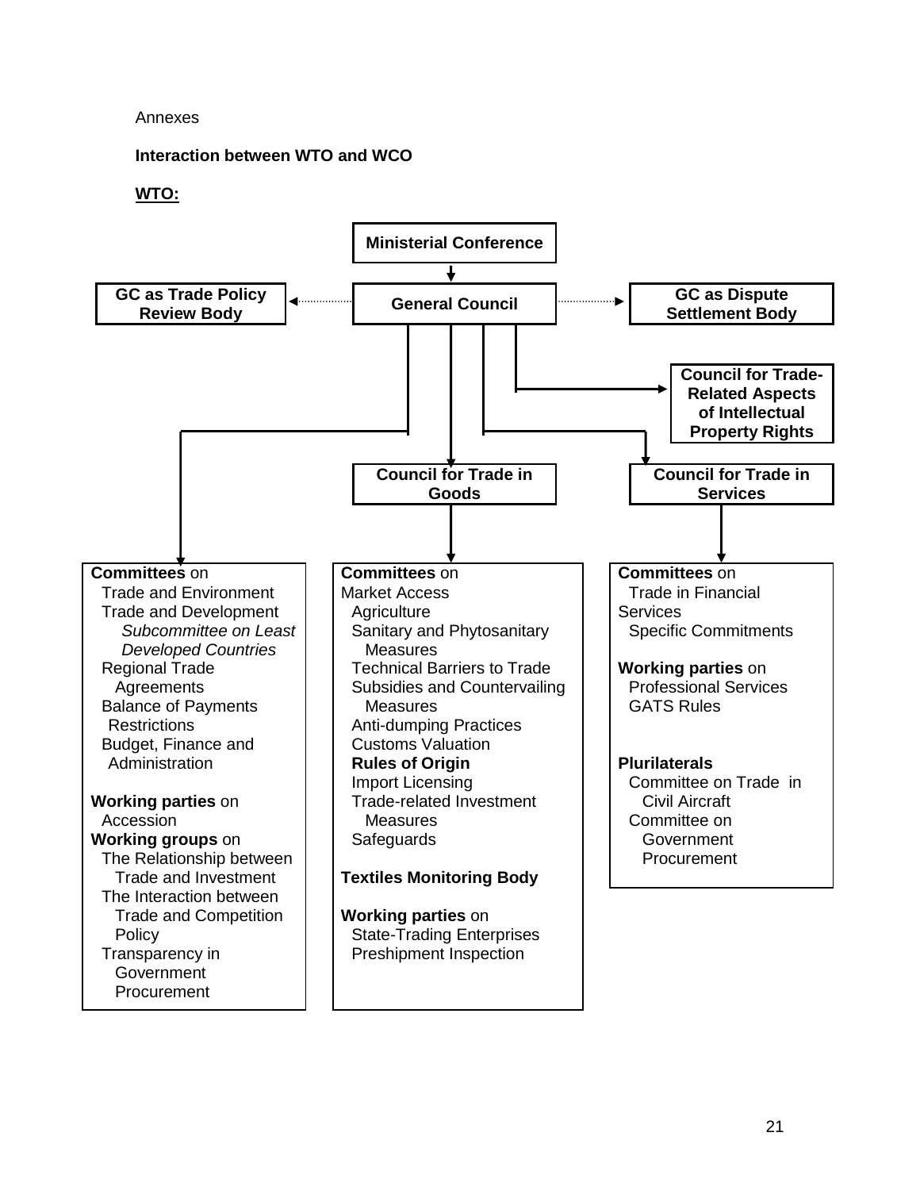Annexes

**Interaction between WTO and WCO**

**WTO:**

**Ministerial Conference**

↓

**General Council**

- **GC as Trade Policy Review Body**
- **GC as Dispute Settlement Body**
- **Council for Trade-Related Aspects of Intellectual Property Rights**
- **Council for Trade in Goods**
- **Council for Trade in Services**

**Committees** on
- Trade and Environment
- Trade and Development
  - *Subcommittee on Least Developed Countries*
- Regional Trade Agreements
- Balance of Payments Restrictions
- Budget, Finance and Administration

**Working parties** on
- Accession

**Working groups** on
- The Relationship between Trade and Investment
- The Interaction between Trade and Competition Policy
- Transparency in Government Procurement

**Council for Trade in Goods:**

**Committees** on
- Market Access
- Agriculture
- Sanitary and Phytosanitary Measures
- Technical Barriers to Trade
- Subsidies and Countervailing Measures
- Anti-dumping Practices
- Customs Valuation
- **Rules of Origin**
- Import Licensing
- Trade-related Investment Measures
- Safeguards

**Textiles Monitoring Body**

**Working parties** on
- State-Trading Enterprises
- Preshipment Inspection

**Council for Trade in Services:**

**Committees** on
- Trade in Financial Services
- Specific Commitments

**Working parties** on
- Professional Services
- GATS Rules

**Plurilaterals**
- Committee on Trade in Civil Aircraft
- Committee on Government Procurement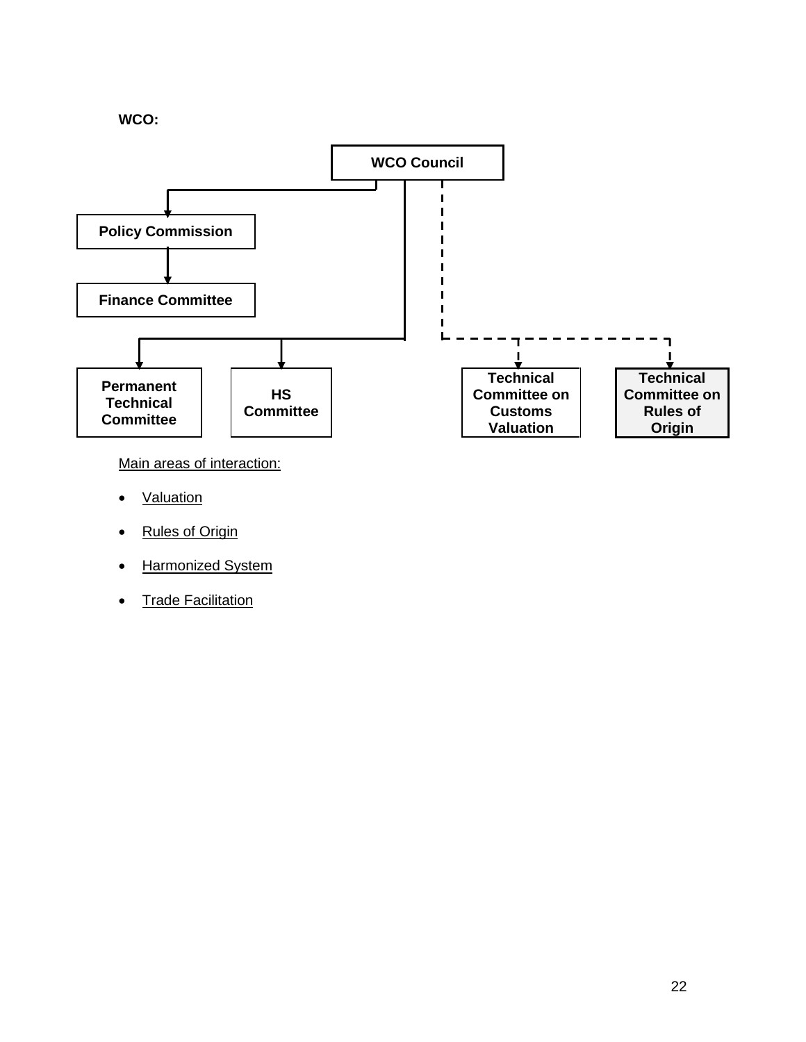**WCO:**

WCO Council

Policy Commission

Finance Committee

Permanent Technical Committee

HS Committee

Technical Committee on Customs Valuation

Technical Committee on Rules of Origin

Main areas of interaction:

- Valuation
- Rules of Origin
- Harmonized System
- Trade Facilitation